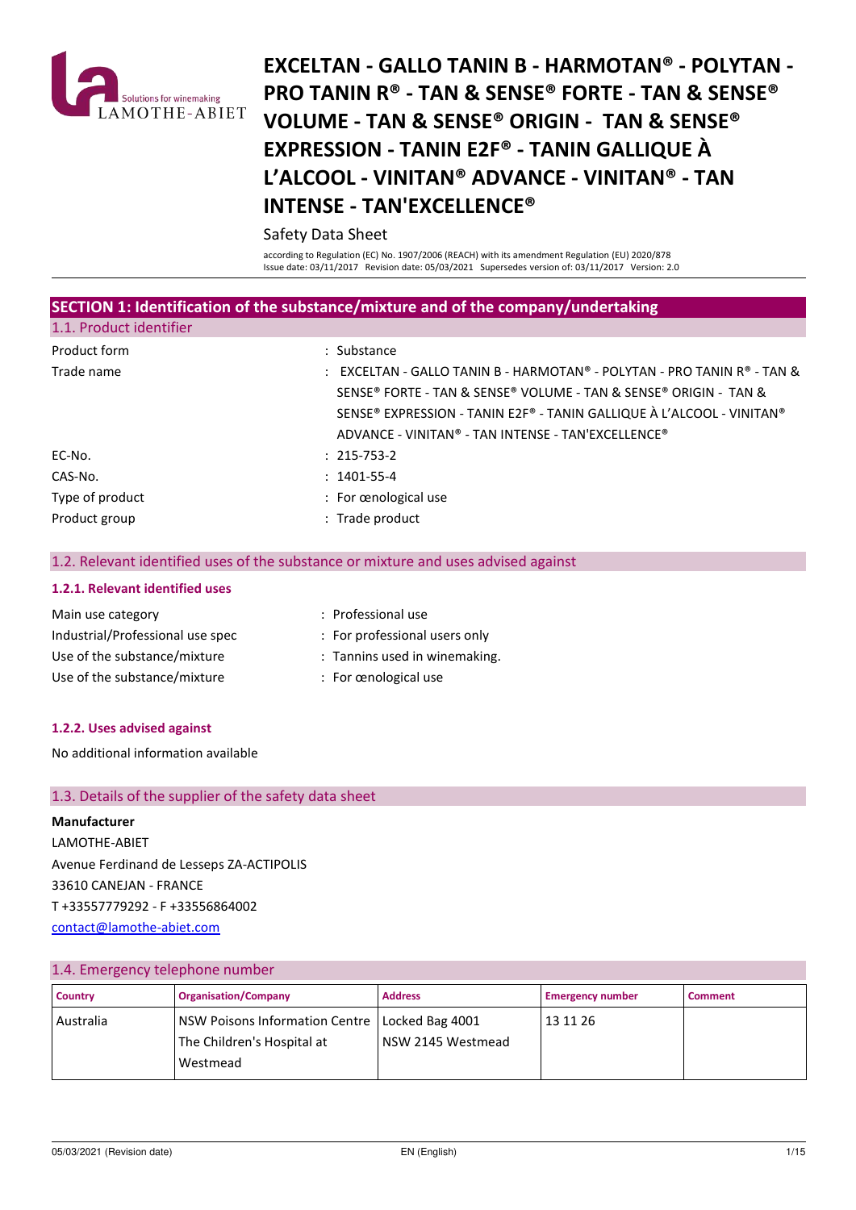# EXCELTAN - GALLO TANIN B - HARMOTAN® - POLYTAN - PRO TANIN R® - TAN & SENSE® FORTE - TAN & SENSE® VOLUME - TAN & SENSE® ORIGIN - TAN & SENSE® EXPRESSION - TANIN E2F® - TANIN GALLIQUE À L'ALCOOL - VINITAN® ADVANCE - VINITAN® - TAN INTENSE - TAN'EXCELLENCE®

Safety Data Sheet

according to Regulation (EC) No. 1907/2006 (REACH) with its amendment Regulation (EU) 2020/878
Issue date: 03/11/2017 Revision date: 05/03/2021 Supersedes version of: 03/11/2017 Version: 2.0

## SECTION 1: Identification of the substance/mixture and of the company/undertaking

### 1.1. Product identifier

Product form : Substance

Trade name : EXCELTAN - GALLO TANIN B - HARMOTAN® - POLYTAN - PRO TANIN R® - TAN & SENSE® FORTE - TAN & SENSE® VOLUME - TAN & SENSE® ORIGIN - TAN & SENSE® EXPRESSION - TANIN E2F® - TANIN GALLIQUE À L'ALCOOL - VINITAN® ADVANCE - VINITAN® - TAN INTENSE - TAN'EXCELLENCE®

EC-No. : 215-753-2

CAS-No. : 1401-55-4

Type of product : For œnological use

Product group : Trade product

### 1.2. Relevant identified uses of the substance or mixture and uses advised against

#### 1.2.1. Relevant identified uses

Main use category : Professional use

Industrial/Professional use spec : For professional users only

Use of the substance/mixture : Tannins used in winemaking.

Use of the substance/mixture : For œnological use

#### 1.2.2. Uses advised against

No additional information available

### 1.3. Details of the supplier of the safety data sheet

**Manufacturer**
LAMOTHE-ABIET
Avenue Ferdinand de Lesseps ZA-ACTIPOLIS
33610 CANEJAN - FRANCE
T +33557779292 - F +33556864002
contact@lamothe-abiet.com

### 1.4. Emergency telephone number

| Country | Organisation/Company | Address | Emergency number | Comment |
|---|---|---|---|---|
| Australia | NSW Poisons Information Centre The Children's Hospital at Westmead | Locked Bag 4001 NSW 2145 Westmead | 13 11 26 | |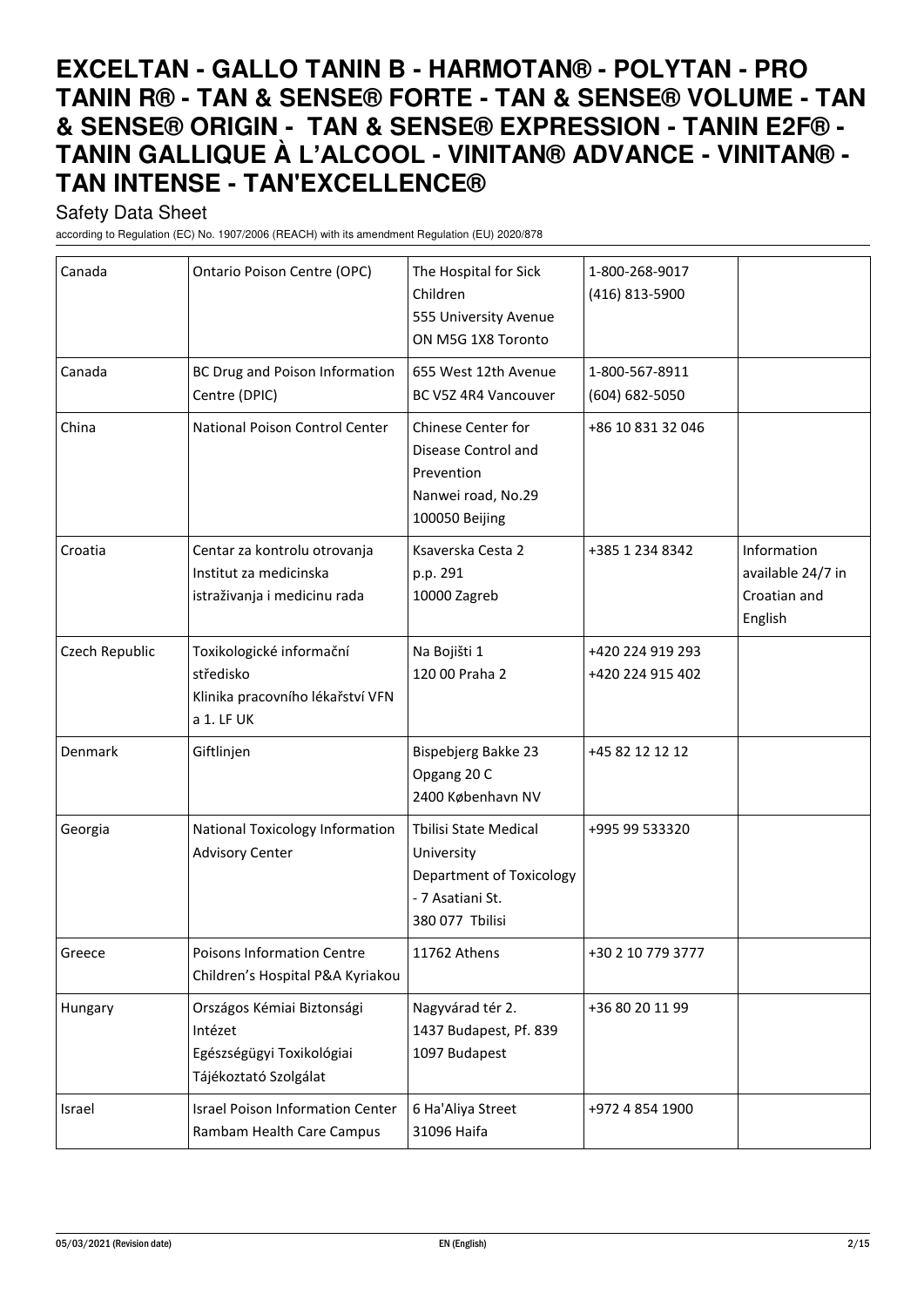| Canada | Ontario Poison Centre (OPC) | The Hospital for Sick Children<br>555 University Avenue<br>ON M5G 1X8 Toronto | 1-800-268-9017<br>(416) 813-5900 | |
|---|---|---|---|---|
| Canada | BC Drug and Poison Information Centre (DPIC) | 655 West 12th Avenue<br>BC V5Z 4R4 Vancouver | 1-800-567-8911<br>(604) 682-5050 | |
| China | National Poison Control Center | Chinese Center for Disease Control and Prevention<br>Nanwei road, No.29<br>100050 Beijing | +86 10 831 32 046 | |
| Croatia | Centar za kontrolu otrovanja<br>Institut za medicinska istraživanja i medicinu rada | Ksaverska Cesta 2<br>p.p. 291<br>10000 Zagreb | +385 1 234 8342 | Information available 24/7 in Croatian and English |
| Czech Republic | Toxikologické informační středisko<br>Klinika pracovního lékařství VFN a 1. LF UK | Na Bojišti 1<br>120 00 Praha 2 | +420 224 919 293<br>+420 224 915 402 | |
| Denmark | Giftlinjen | Bispebjerg Bakke 23<br>Opgang 20 C<br>2400 København NV | +45 82 12 12 12 | |
| Georgia | National Toxicology Information Advisory Center | Tbilisi State Medical University<br>Department of Toxicology - 7 Asatiani St.<br>380 077 Tbilisi | +995 99 533320 | |
| Greece | Poisons Information Centre<br>Children's Hospital P&A Kyriakou | 11762 Athens | +30 2 10 779 3777 | |
| Hungary | Országos Kémiai Biztonsági Intézet<br>Egészségügyi Toxikológiai Tájékoztató Szolgálat | Nagyvárad tér 2.<br>1437 Budapest, Pf. 839<br>1097 Budapest | +36 80 20 11 99 | |
| Israel | Israel Poison Information Center<br>Rambam Health Care Campus | 6 Ha'Aliya Street<br>31096 Haifa | +972 4 854 1900 | |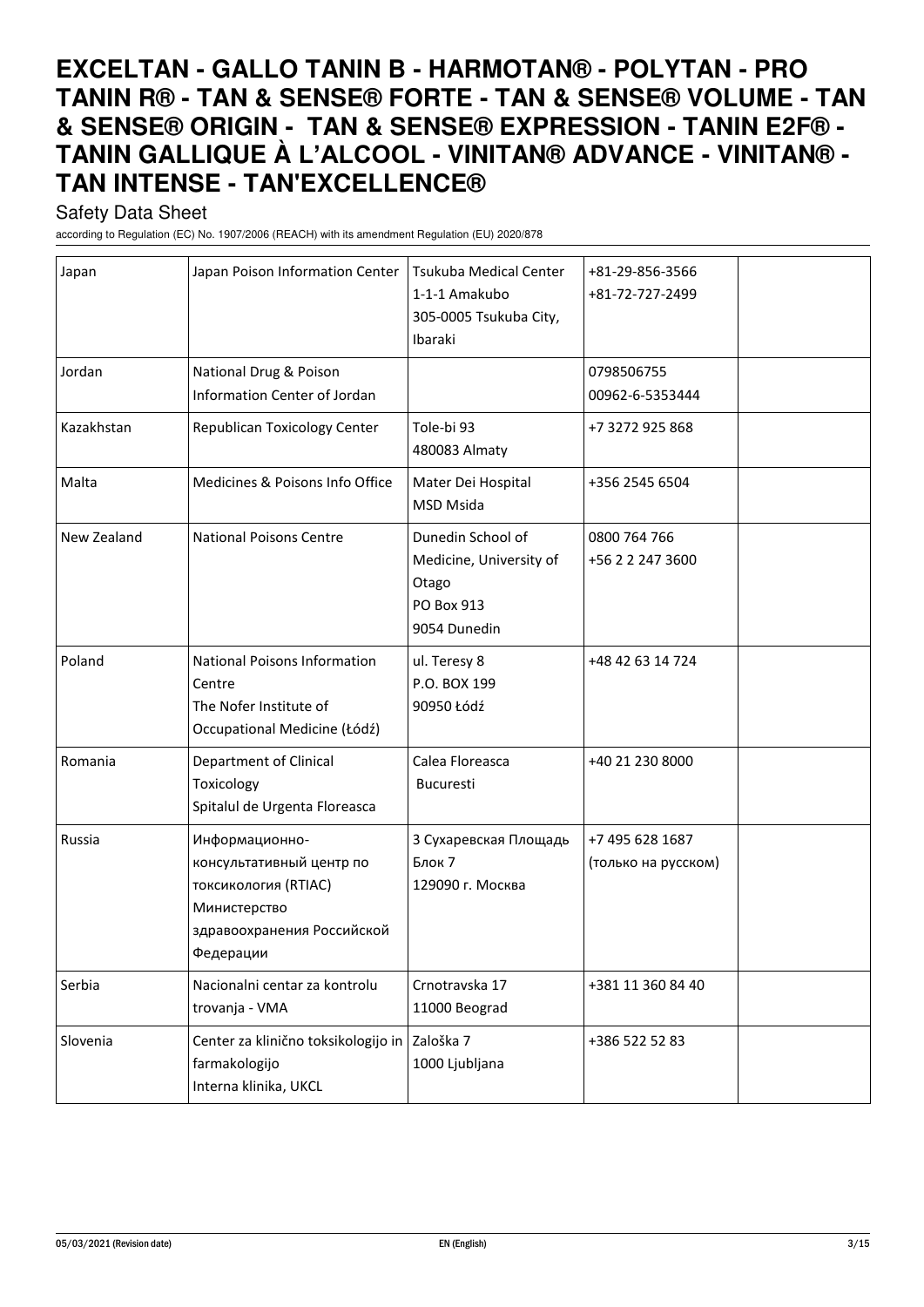| Japan | Japan Poison Information Center | Tsukuba Medical Center<br>1-1-1 Amakubo<br>305-0005 Tsukuba City, Ibaraki | +81-29-856-3566<br>+81-72-727-2499 | |
|---|---|---|---|---|
| Jordan | National Drug & Poison Information Center of Jordan | | 0798506755<br>00962-6-5353444 | |
| Kazakhstan | Republican Toxicology Center | Tole-bi 93<br>480083 Almaty | +7 3272 925 868 | |
| Malta | Medicines & Poisons Info Office | Mater Dei Hospital<br>MSD Msida | +356 2545 6504 | |
| New Zealand | National Poisons Centre | Dunedin School of Medicine, University of Otago<br>PO Box 913<br>9054 Dunedin | 0800 764 766<br>+56 2 2 247 3600 | |
| Poland | National Poisons Information Centre<br>The Nofer Institute of Occupational Medicine (Łódź) | ul. Teresy 8<br>P.O. BOX 199<br>90950 Łódź | +48 42 63 14 724 | |
| Romania | Department of Clinical Toxicology<br>Spitalul de Urgenta Floreasca | Calea Floreasca<br>Bucuresti | +40 21 230 8000 | |
| Russia | Информационно-консультативный центр по токсикология (RTIAC)<br>Министерство здравоохранения Российской Федерации | 3 Сухаревская Площадь<br>Блок 7<br>129090 г. Москва | +7 495 628 1687<br>(только на русском) | |
| Serbia | Nacionalni centar za kontrolu trovanja - VMA | Crnotravska 17<br>11000 Beograd | +381 11 360 84 40 | |
| Slovenia | Center za klinično toksikologijo in farmakologijo<br>Interna klinika, UKCL | Zaloška 7<br>1000 Ljubljana | +386 522 52 83 | |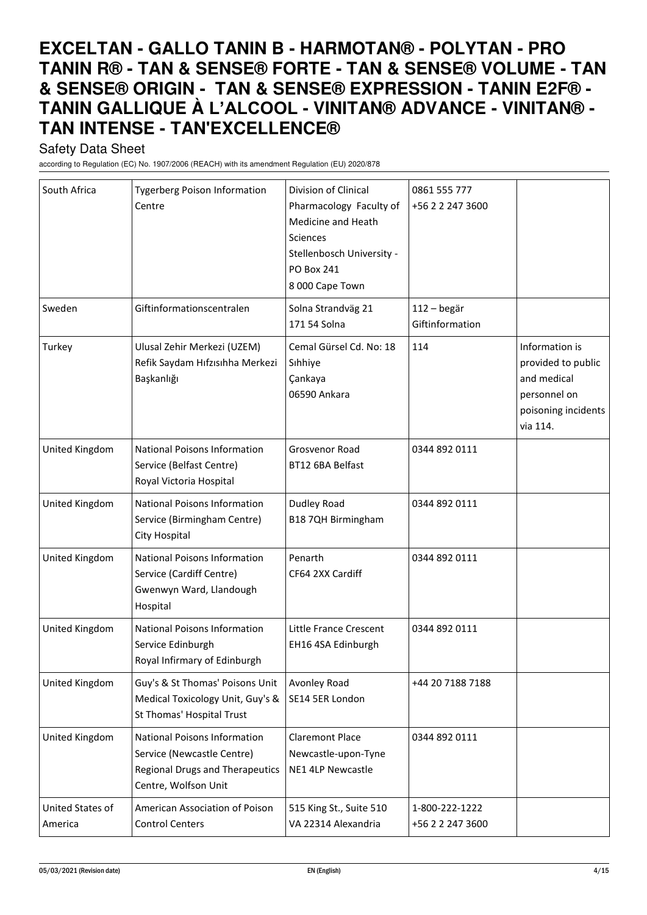| South Africa | Tygerberg Poison Information Centre | Division of Clinical Pharmacology Faculty of Medicine and Heath Sciences<br>Stellenbosch University - PO Box 241<br>8 000 Cape Town | 0861 555 777<br>+56 2 2 247 3600 | |
|---|---|---|---|---|
| Sweden | Giftinformationscentralen | Solna Strandväg 21<br>171 54 Solna | 112 – begär Giftinformation | |
| Turkey | Ulusal Zehir Merkezi (UZEM)<br>Refik Saydam Hıfzısıhha Merkezi Başkanlığı | Cemal Gürsel Cd. No: 18<br>Sıhhiye<br>Çankaya<br>06590 Ankara | 114 | Information is provided to public and medical personnel on poisoning incidents via 114. |
| United Kingdom | National Poisons Information Service (Belfast Centre)<br>Royal Victoria Hospital | Grosvenor Road<br>BT12 6BA Belfast | 0344 892 0111 | |
| United Kingdom | National Poisons Information Service (Birmingham Centre)<br>City Hospital | Dudley Road<br>B18 7QH Birmingham | 0344 892 0111 | |
| United Kingdom | National Poisons Information Service (Cardiff Centre)<br>Gwenwyn Ward, Llandough Hospital | Penarth<br>CF64 2XX Cardiff | 0344 892 0111 | |
| United Kingdom | National Poisons Information Service Edinburgh<br>Royal Infirmary of Edinburgh | Little France Crescent<br>EH16 4SA Edinburgh | 0344 892 0111 | |
| United Kingdom | Guy's & St Thomas' Poisons Unit<br>Medical Toxicology Unit, Guy's & St Thomas' Hospital Trust | Avonley Road<br>SE14 5ER London | +44 20 7188 7188 | |
| United Kingdom | National Poisons Information Service (Newcastle Centre)<br>Regional Drugs and Therapeutics Centre, Wolfson Unit | Claremont Place<br>Newcastle-upon-Tyne<br>NE1 4LP Newcastle | 0344 892 0111 | |
| United States of America | American Association of Poison Control Centers | 515 King St., Suite 510<br>VA 22314 Alexandria | 1-800-222-1222<br>+56 2 2 247 3600 | |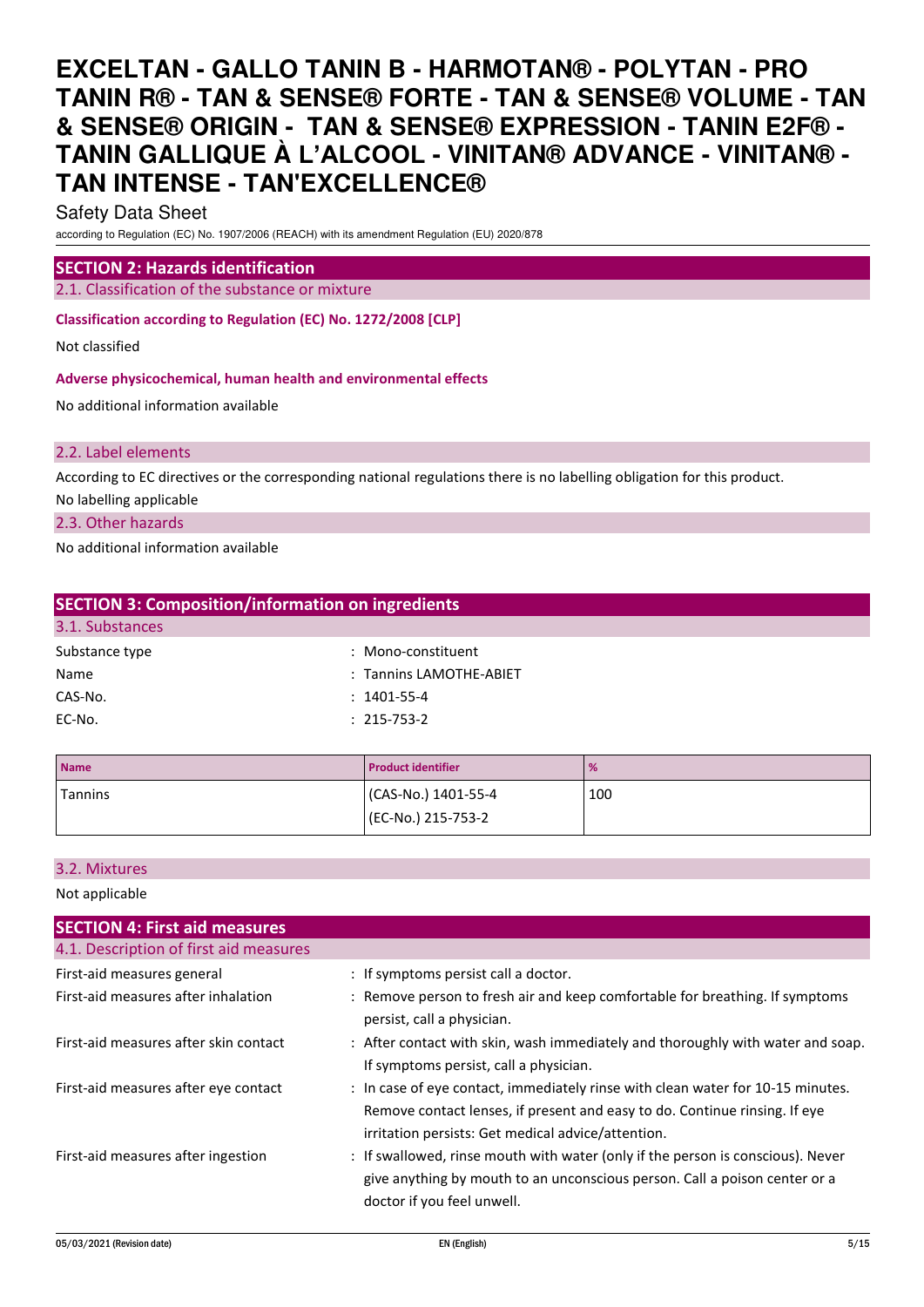## SECTION 2: Hazards identification

### 2.1. Classification of the substance or mixture

**Classification according to Regulation (EC) No. 1272/2008 [CLP]**

Not classified

**Adverse physicochemical, human health and environmental effects**

No additional information available

### 2.2. Label elements

According to EC directives or the corresponding national regulations there is no labelling obligation for this product.

No labelling applicable

### 2.3. Other hazards

No additional information available

## SECTION 3: Composition/information on ingredients

### 3.1. Substances

Substance type : Mono-constituent

Name : Tannins LAMOTHE-ABIET

CAS-No. : 1401-55-4

EC-No. : 215-753-2

| Name | Product identifier | % |
| --- | --- | --- |
| Tannins | (CAS-No.) 1401-55-4<br>(EC-No.) 215-753-2 | 100 |

### 3.2. Mixtures

Not applicable

## SECTION 4: First aid measures

### 4.1. Description of first aid measures

First-aid measures general : If symptoms persist call a doctor.

First-aid measures after inhalation : Remove person to fresh air and keep comfortable for breathing. If symptoms persist, call a physician.

First-aid measures after skin contact : After contact with skin, wash immediately and thoroughly with water and soap. If symptoms persist, call a physician.

First-aid measures after eye contact : In case of eye contact, immediately rinse with clean water for 10-15 minutes. Remove contact lenses, if present and easy to do. Continue rinsing. If eye irritation persists: Get medical advice/attention.

First-aid measures after ingestion : If swallowed, rinse mouth with water (only if the person is conscious). Never give anything by mouth to an unconscious person. Call a poison center or a doctor if you feel unwell.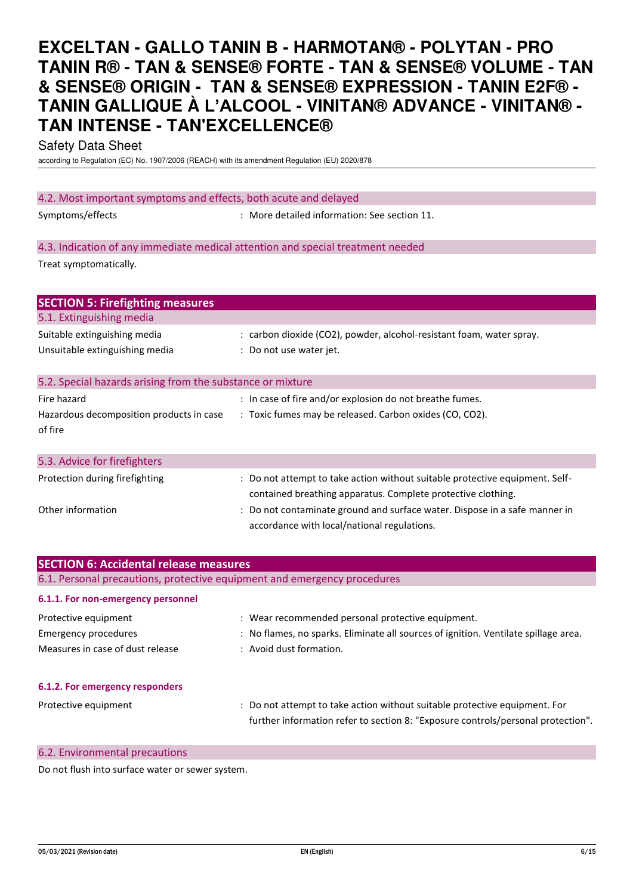### 4.2. Most important symptoms and effects, both acute and delayed

Symptoms/effects : More detailed information: See section 11.

### 4.3. Indication of any immediate medical attention and special treatment needed

Treat symptomatically.

## SECTION 5: Firefighting measures

### 5.1. Extinguishing media

Suitable extinguishing media : carbon dioxide ($CO_2$), powder, alcohol-resistant foam, water spray.

Unsuitable extinguishing media : Do not use water jet.

### 5.2. Special hazards arising from the substance or mixture

Fire hazard : In case of fire and/or explosion do not breathe fumes.

Hazardous decomposition products in case of fire : Toxic fumes may be released. Carbon oxides (CO, $CO_2$).

### 5.3. Advice for firefighters

Protection during firefighting : Do not attempt to take action without suitable protective equipment. Self-contained breathing apparatus. Complete protective clothing.

Other information : Do not contaminate ground and surface water. Dispose in a safe manner in accordance with local/national regulations.

## SECTION 6: Accidental release measures

### 6.1. Personal precautions, protective equipment and emergency procedures

#### 6.1.1. For non-emergency personnel

Protective equipment : Wear recommended personal protective equipment.

Emergency procedures : No flames, no sparks. Eliminate all sources of ignition. Ventilate spillage area.

Measures in case of dust release : Avoid dust formation.

#### 6.1.2. For emergency responders

Protective equipment : Do not attempt to take action without suitable protective equipment. For further information refer to section 8: "Exposure controls/personal protection".

### 6.2. Environmental precautions

Do not flush into surface water or sewer system.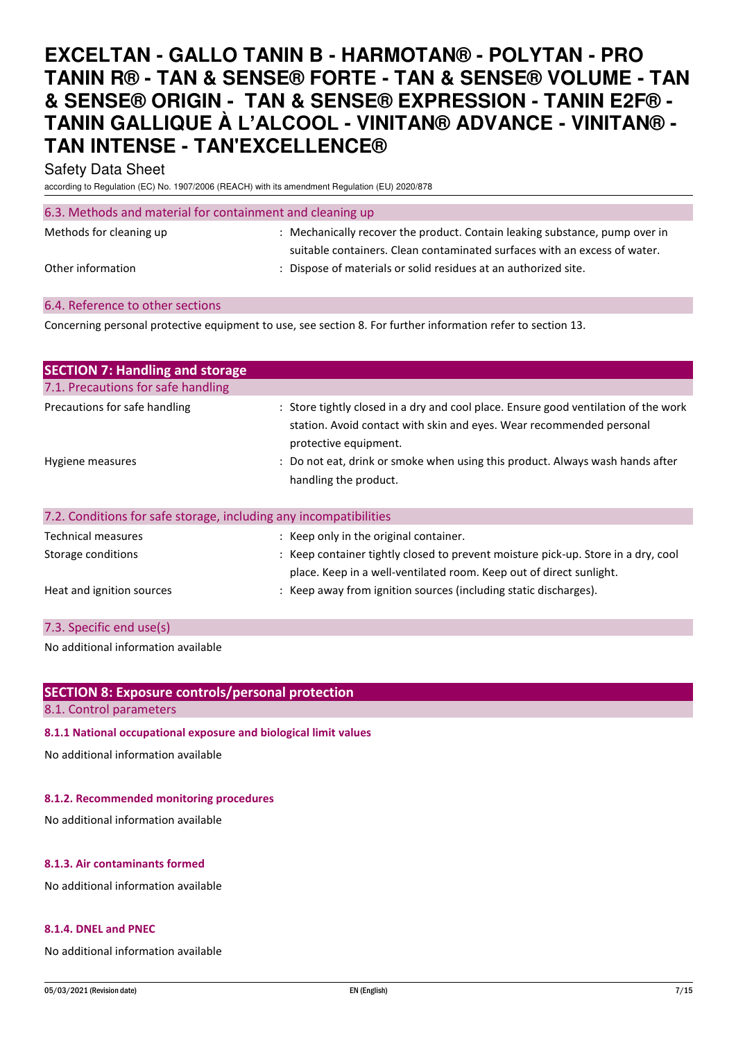### 6.3. Methods and material for containment and cleaning up

| | |
|---|---|
| Methods for cleaning up | : Mechanically recover the product. Contain leaking substance, pump over in suitable containers. Clean contaminated surfaces with an excess of water. |
| Other information | : Dispose of materials or solid residues at an authorized site. |

### 6.4. Reference to other sections

Concerning personal protective equipment to use, see section 8. For further information refer to section 13.

## SECTION 7: Handling and storage

### 7.1. Precautions for safe handling

| | |
|---|---|
| Precautions for safe handling | : Store tightly closed in a dry and cool place. Ensure good ventilation of the work station. Avoid contact with skin and eyes. Wear recommended personal protective equipment. |
| Hygiene measures | : Do not eat, drink or smoke when using this product. Always wash hands after handling the product. |

### 7.2. Conditions for safe storage, including any incompatibilities

| | |
|---|---|
| Technical measures | : Keep only in the original container. |
| Storage conditions | : Keep container tightly closed to prevent moisture pick-up. Store in a dry, cool place. Keep in a well-ventilated room. Keep out of direct sunlight. |
| Heat and ignition sources | : Keep away from ignition sources (including static discharges). |

### 7.3. Specific end use(s)

No additional information available

## SECTION 8: Exposure controls/personal protection

### 8.1. Control parameters

#### 8.1.1 National occupational exposure and biological limit values

No additional information available

#### 8.1.2. Recommended monitoring procedures

No additional information available

#### 8.1.3. Air contaminants formed

No additional information available

#### 8.1.4. DNEL and PNEC

No additional information available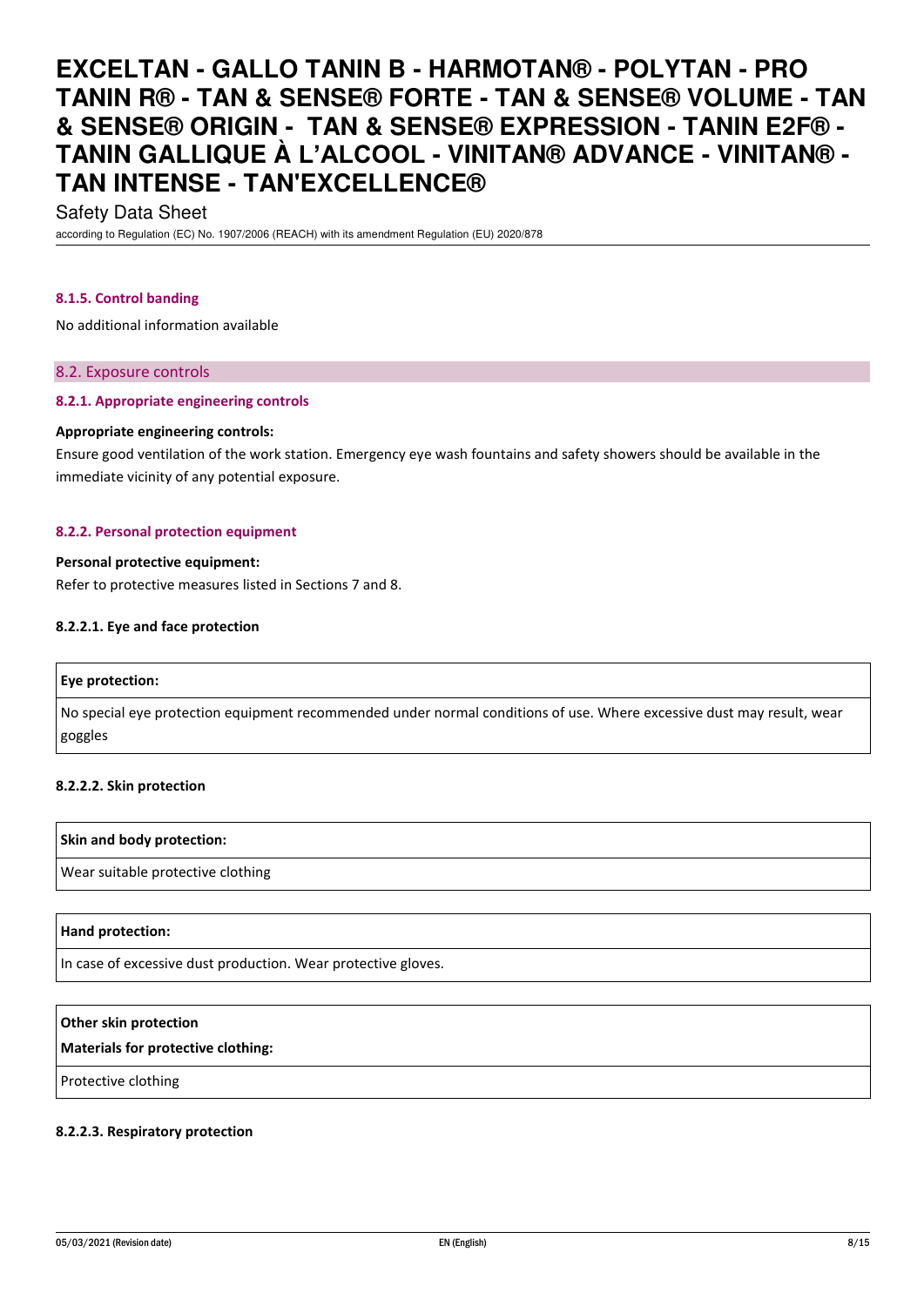#### 8.1.5. Control banding

No additional information available

### 8.2. Exposure controls

#### 8.2.1. Appropriate engineering controls

**Appropriate engineering controls:**

Ensure good ventilation of the work station. Emergency eye wash fountains and safety showers should be available in the immediate vicinity of any potential exposure.

#### 8.2.2. Personal protection equipment

**Personal protective equipment:**

Refer to protective measures listed in Sections 7 and 8.

**8.2.2.1. Eye and face protection**

| Eye protection: |
| --- |
| No special eye protection equipment recommended under normal conditions of use. Where excessive dust may result, wear goggles |

**8.2.2.2. Skin protection**

| Skin and body protection: |
| --- |
| Wear suitable protective clothing |

| Hand protection: |
| --- |
| In case of excessive dust production. Wear protective gloves. |

| Other skin protection<br>Materials for protective clothing: |
| --- |
| Protective clothing |

**8.2.2.3. Respiratory protection**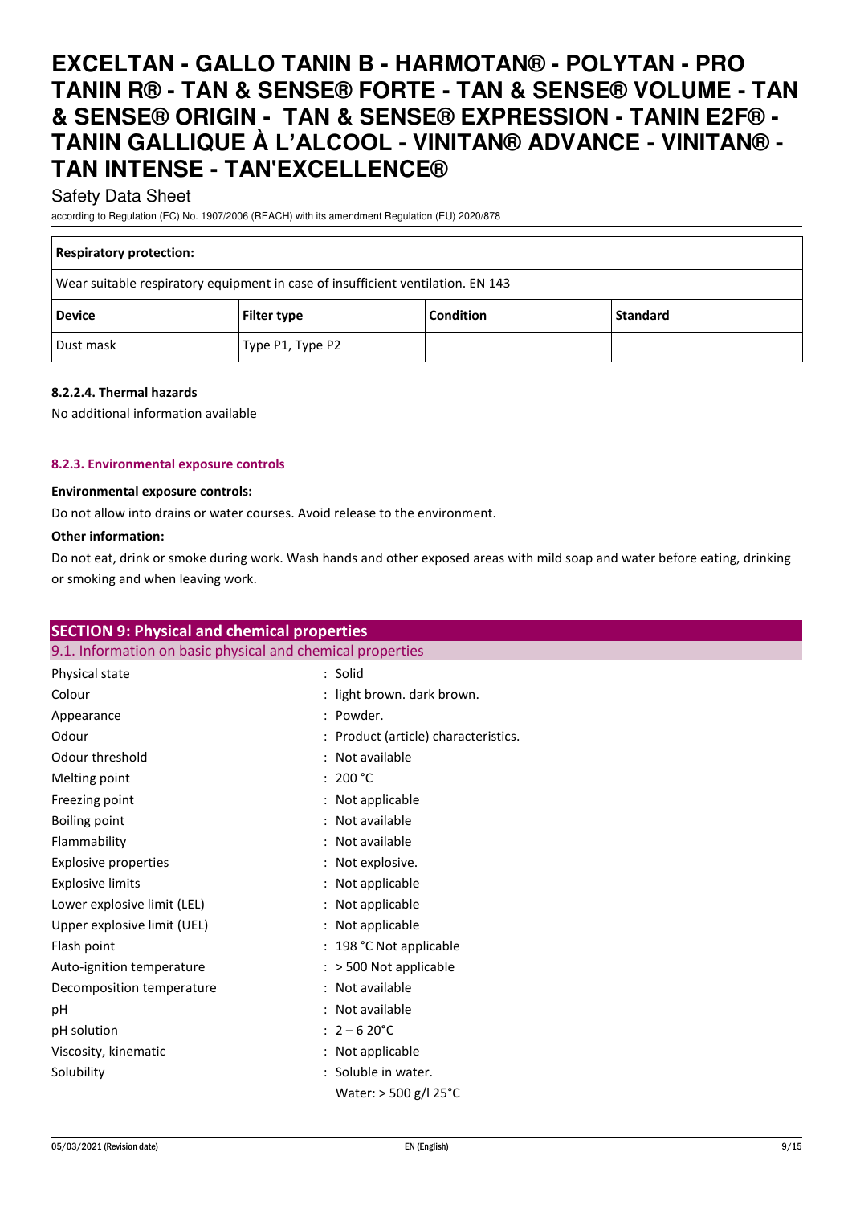| Respiratory protection: | | | |
|---|---|---|---|
| Wear suitable respiratory equipment in case of insufficient ventilation. EN 143 | | | |
| **Device** | **Filter type** | **Condition** | **Standard** |
| Dust mask | Type P1, Type P2 | | |

#### 8.2.2.4. Thermal hazards

No additional information available

#### 8.2.3. Environmental exposure controls

**Environmental exposure controls:**

Do not allow into drains or water courses. Avoid release to the environment.

**Other information:**

Do not eat, drink or smoke during work. Wash hands and other exposed areas with mild soap and water before eating, drinking or smoking and when leaving work.

## SECTION 9: Physical and chemical properties

### 9.1. Information on basic physical and chemical properties

| | |
|---|---|
| Physical state | : Solid |
| Colour | : light brown. dark brown. |
| Appearance | : Powder. |
| Odour | : Product (article) characteristics. |
| Odour threshold | : Not available |
| Melting point | : 200 °C |
| Freezing point | : Not applicable |
| Boiling point | : Not available |
| Flammability | : Not available |
| Explosive properties | : Not explosive. |
| Explosive limits | : Not applicable |
| Lower explosive limit (LEL) | : Not applicable |
| Upper explosive limit (UEL) | : Not applicable |
| Flash point | : 198 °C Not applicable |
| Auto-ignition temperature | : > 500 Not applicable |
| Decomposition temperature | : Not available |
| pH | : Not available |
| pH solution | : 2 – 6 20°C |
| Viscosity, kinematic | : Not applicable |
| Solubility | : Soluble in water.<br>Water: > 500 g/l 25°C |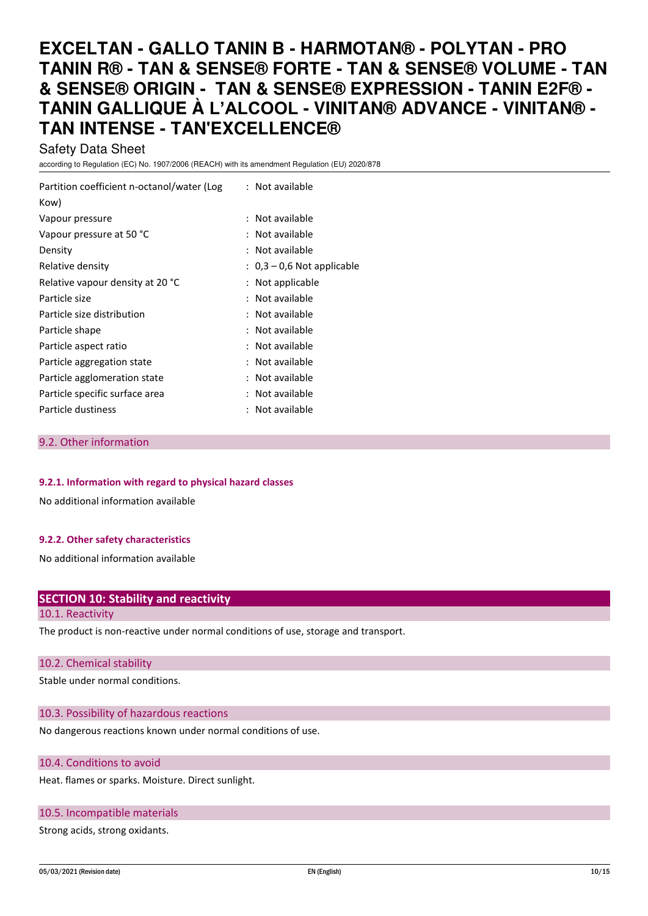| | |
|---|---|
| Partition coefficient n-octanol/water (Log Kow) | : Not available |
| Vapour pressure | : Not available |
| Vapour pressure at 50 °C | : Not available |
| Density | : Not available |
| Relative density | : 0,3 – 0,6 Not applicable |
| Relative vapour density at 20 °C | : Not applicable |
| Particle size | : Not available |
| Particle size distribution | : Not available |
| Particle shape | : Not available |
| Particle aspect ratio | : Not available |
| Particle aggregation state | : Not available |
| Particle agglomeration state | : Not available |
| Particle specific surface area | : Not available |
| Particle dustiness | : Not available |

### 9.2. Other information

#### 9.2.1. Information with regard to physical hazard classes

No additional information available

#### 9.2.2. Other safety characteristics

No additional information available

## SECTION 10: Stability and reactivity

### 10.1. Reactivity

The product is non-reactive under normal conditions of use, storage and transport.

### 10.2. Chemical stability

Stable under normal conditions.

### 10.3. Possibility of hazardous reactions

No dangerous reactions known under normal conditions of use.

### 10.4. Conditions to avoid

Heat. flames or sparks. Moisture. Direct sunlight.

### 10.5. Incompatible materials

Strong acids, strong oxidants.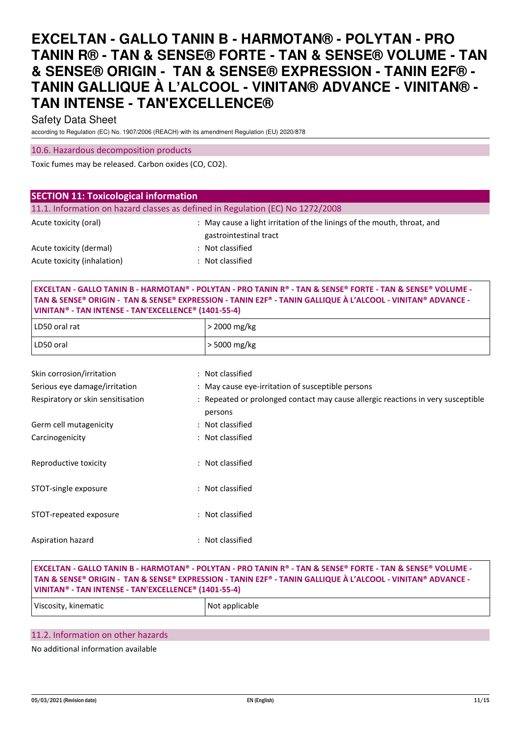### 10.6. Hazardous decomposition products

Toxic fumes may be released. Carbon oxides (CO, CO2).

## SECTION 11: Toxicological information

### 11.1. Information on hazard classes as defined in Regulation (EC) No 1272/2008

Acute toxicity (oral) : May cause a light irritation of the linings of the mouth, throat, and gastrointestinal tract

Acute toxicity (dermal) : Not classified

Acute toxicity (inhalation) : Not classified

| EXCELTAN - GALLO TANIN B - HARMOTAN® - POLYTAN - PRO TANIN R® - TAN & SENSE® FORTE - TAN & SENSE® VOLUME - TAN & SENSE® ORIGIN - TAN & SENSE® EXPRESSION - TANIN E2F® - TANIN GALLIQUE À L'ALCOOL - VINITAN® ADVANCE - VINITAN® - TAN INTENSE - TAN'EXCELLENCE® (1401-55-4) | |
|---|---|
| LD50 oral rat | > 2000 mg/kg |
| LD50 oral | > 5000 mg/kg |

Skin corrosion/irritation : Not classified

Serious eye damage/irritation : May cause eye-irritation of susceptible persons

Respiratory or skin sensitisation : Repeated or prolonged contact may cause allergic reactions in very susceptible persons

Germ cell mutagenicity : Not classified

Carcinogenicity : Not classified

Reproductive toxicity : Not classified

STOT-single exposure : Not classified

STOT-repeated exposure : Not classified

Aspiration hazard : Not classified

| EXCELTAN - GALLO TANIN B - HARMOTAN® - POLYTAN - PRO TANIN R® - TAN & SENSE® FORTE - TAN & SENSE® VOLUME - TAN & SENSE® ORIGIN - TAN & SENSE® EXPRESSION - TANIN E2F® - TANIN GALLIQUE À L'ALCOOL - VINITAN® ADVANCE - VINITAN® - TAN INTENSE - TAN'EXCELLENCE® (1401-55-4) | |
|---|---|
| Viscosity, kinematic | Not applicable |

### 11.2. Information on other hazards

No additional information available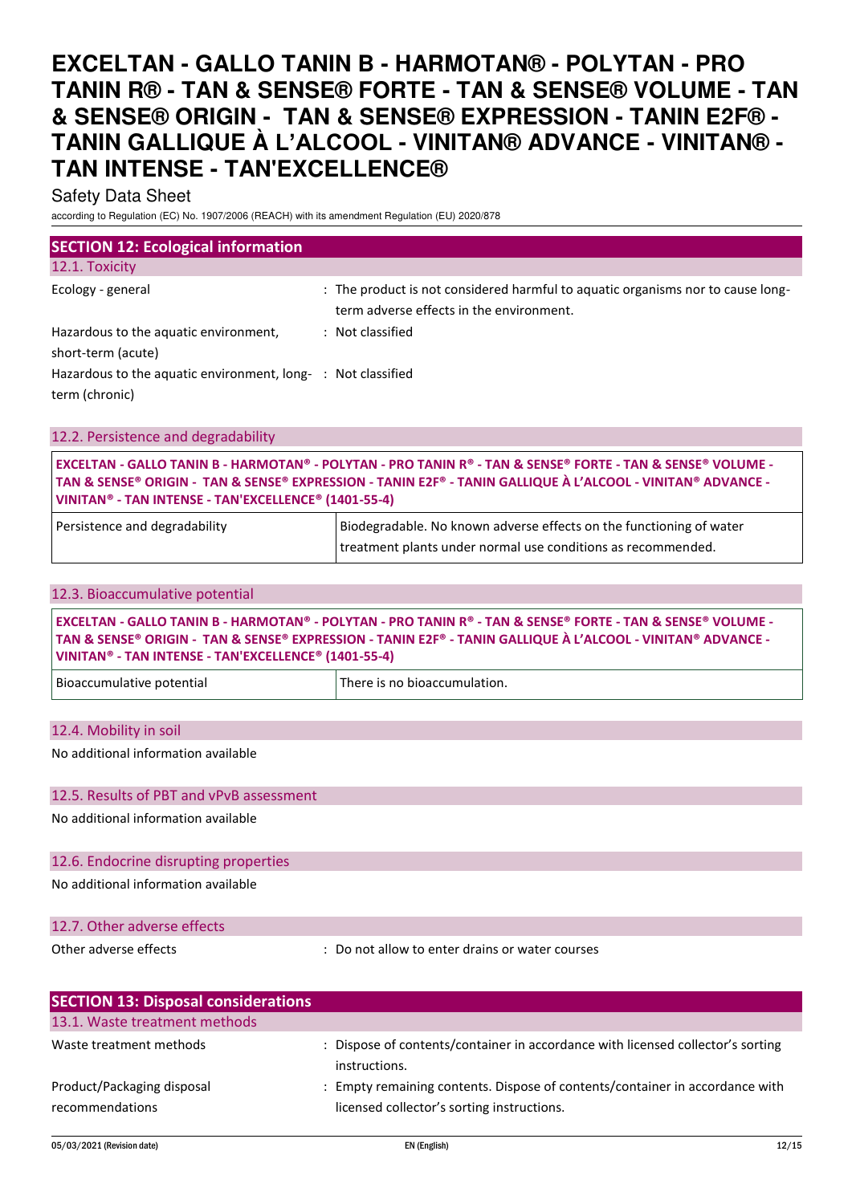## SECTION 12: Ecological information

### 12.1. Toxicity

| | |
|---|---|
| Ecology - general | : The product is not considered harmful to aquatic organisms nor to cause long-term adverse effects in the environment. |
| Hazardous to the aquatic environment, short-term (acute) | : Not classified |
| Hazardous to the aquatic environment, long-term (chronic) | : Not classified |

### 12.2. Persistence and degradability

| EXCELTAN - GALLO TANIN B - HARMOTAN® - POLYTAN - PRO TANIN R® - TAN & SENSE® FORTE - TAN & SENSE® VOLUME - TAN & SENSE® ORIGIN - TAN & SENSE® EXPRESSION - TANIN E2F® - TANIN GALLIQUE À L'ALCOOL - VINITAN® ADVANCE - VINITAN® - TAN INTENSE - TAN'EXCELLENCE® (1401-55-4) | |
|---|---|
| Persistence and degradability | Biodegradable. No known adverse effects on the functioning of water treatment plants under normal use conditions as recommended. |

### 12.3. Bioaccumulative potential

| EXCELTAN - GALLO TANIN B - HARMOTAN® - POLYTAN - PRO TANIN R® - TAN & SENSE® FORTE - TAN & SENSE® VOLUME - TAN & SENSE® ORIGIN - TAN & SENSE® EXPRESSION - TANIN E2F® - TANIN GALLIQUE À L'ALCOOL - VINITAN® ADVANCE - VINITAN® - TAN INTENSE - TAN'EXCELLENCE® (1401-55-4) | |
|---|---|
| Bioaccumulative potential | There is no bioaccumulation. |

### 12.4. Mobility in soil

No additional information available

### 12.5. Results of PBT and vPvB assessment

No additional information available

### 12.6. Endocrine disrupting properties

No additional information available

### 12.7. Other adverse effects

| | |
|---|---|
| Other adverse effects | : Do not allow to enter drains or water courses |

## SECTION 13: Disposal considerations

### 13.1. Waste treatment methods

| | |
|---|---|
| Waste treatment methods | : Dispose of contents/container in accordance with licensed collector's sorting instructions. |
| Product/Packaging disposal recommendations | : Empty remaining contents. Dispose of contents/container in accordance with licensed collector's sorting instructions. |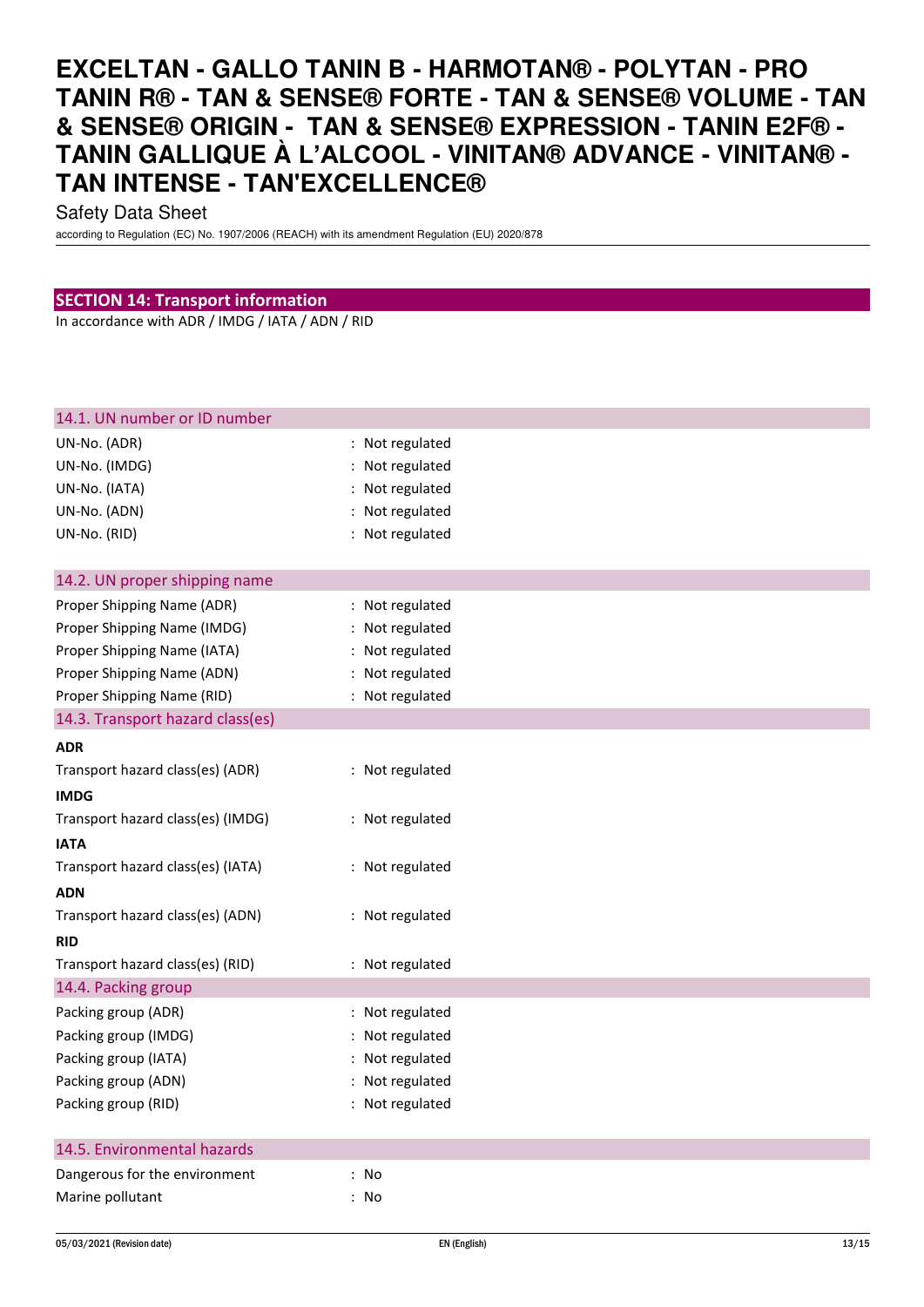## SECTION 14: Transport information

In accordance with ADR / IMDG / IATA / ADN / RID

### 14.1. UN number or ID number

| | |
|---|---|
| UN-No. (ADR) | : Not regulated |
| UN-No. (IMDG) | : Not regulated |
| UN-No. (IATA) | : Not regulated |
| UN-No. (ADN) | : Not regulated |
| UN-No. (RID) | : Not regulated |

### 14.2. UN proper shipping name

| | |
|---|---|
| Proper Shipping Name (ADR) | : Not regulated |
| Proper Shipping Name (IMDG) | : Not regulated |
| Proper Shipping Name (IATA) | : Not regulated |
| Proper Shipping Name (ADN) | : Not regulated |
| Proper Shipping Name (RID) | : Not regulated |

### 14.3. Transport hazard class(es)

**ADR**

Transport hazard class(es) (ADR) : Not regulated

**IMDG**

Transport hazard class(es) (IMDG) : Not regulated

**IATA**

Transport hazard class(es) (IATA) : Not regulated

**ADN**

Transport hazard class(es) (ADN) : Not regulated

**RID**

Transport hazard class(es) (RID) : Not regulated

### 14.4. Packing group

| | |
|---|---|
| Packing group (ADR) | : Not regulated |
| Packing group (IMDG) | : Not regulated |
| Packing group (IATA) | : Not regulated |
| Packing group (ADN) | : Not regulated |
| Packing group (RID) | : Not regulated |

### 14.5. Environmental hazards

| | |
|---|---|
| Dangerous for the environment | : No |
| Marine pollutant | : No |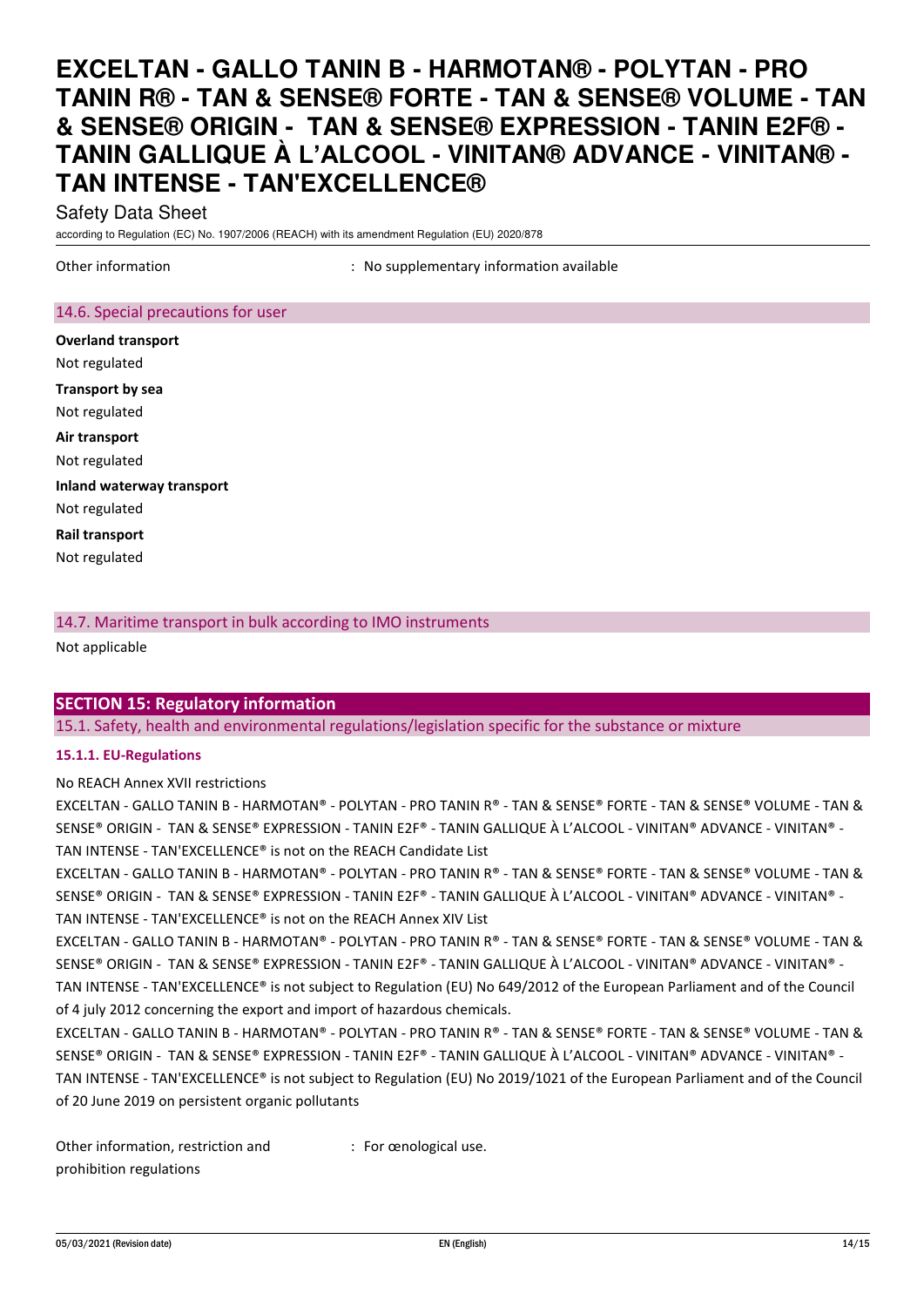Other information : No supplementary information available

## 14.6. Special precautions for user

**Overland transport**

Not regulated

**Transport by sea**

Not regulated

**Air transport**

Not regulated

**Inland waterway transport**

Not regulated

**Rail transport**

Not regulated

## 14.7. Maritime transport in bulk according to IMO instruments

Not applicable

# SECTION 15: Regulatory information

## 15.1. Safety, health and environmental regulations/legislation specific for the substance or mixture

### 15.1.1. EU-Regulations

No REACH Annex XVII restrictions

EXCELTAN - GALLO TANIN B - HARMOTAN® - POLYTAN - PRO TANIN R® - TAN & SENSE® FORTE - TAN & SENSE® VOLUME - TAN & SENSE® ORIGIN - TAN & SENSE® EXPRESSION - TANIN E2F® - TANIN GALLIQUE À L'ALCOOL - VINITAN® ADVANCE - VINITAN® - TAN INTENSE - TAN'EXCELLENCE® is not on the REACH Candidate List

EXCELTAN - GALLO TANIN B - HARMOTAN® - POLYTAN - PRO TANIN R® - TAN & SENSE® FORTE - TAN & SENSE® VOLUME - TAN & SENSE® ORIGIN - TAN & SENSE® EXPRESSION - TANIN E2F® - TANIN GALLIQUE À L'ALCOOL - VINITAN® ADVANCE - VINITAN® - TAN INTENSE - TAN'EXCELLENCE® is not on the REACH Annex XIV List

EXCELTAN - GALLO TANIN B - HARMOTAN® - POLYTAN - PRO TANIN R® - TAN & SENSE® FORTE - TAN & SENSE® VOLUME - TAN & SENSE® ORIGIN - TAN & SENSE® EXPRESSION - TANIN E2F® - TANIN GALLIQUE À L'ALCOOL - VINITAN® ADVANCE - VINITAN® - TAN INTENSE - TAN'EXCELLENCE® is not subject to Regulation (EU) No 649/2012 of the European Parliament and of the Council of 4 july 2012 concerning the export and import of hazardous chemicals.

EXCELTAN - GALLO TANIN B - HARMOTAN® - POLYTAN - PRO TANIN R® - TAN & SENSE® FORTE - TAN & SENSE® VOLUME - TAN & SENSE® ORIGIN - TAN & SENSE® EXPRESSION - TANIN E2F® - TANIN GALLIQUE À L'ALCOOL - VINITAN® ADVANCE - VINITAN® - TAN INTENSE - TAN'EXCELLENCE® is not subject to Regulation (EU) No 2019/1021 of the European Parliament and of the Council of 20 June 2019 on persistent organic pollutants

Other information, restriction and prohibition regulations : For œnological use.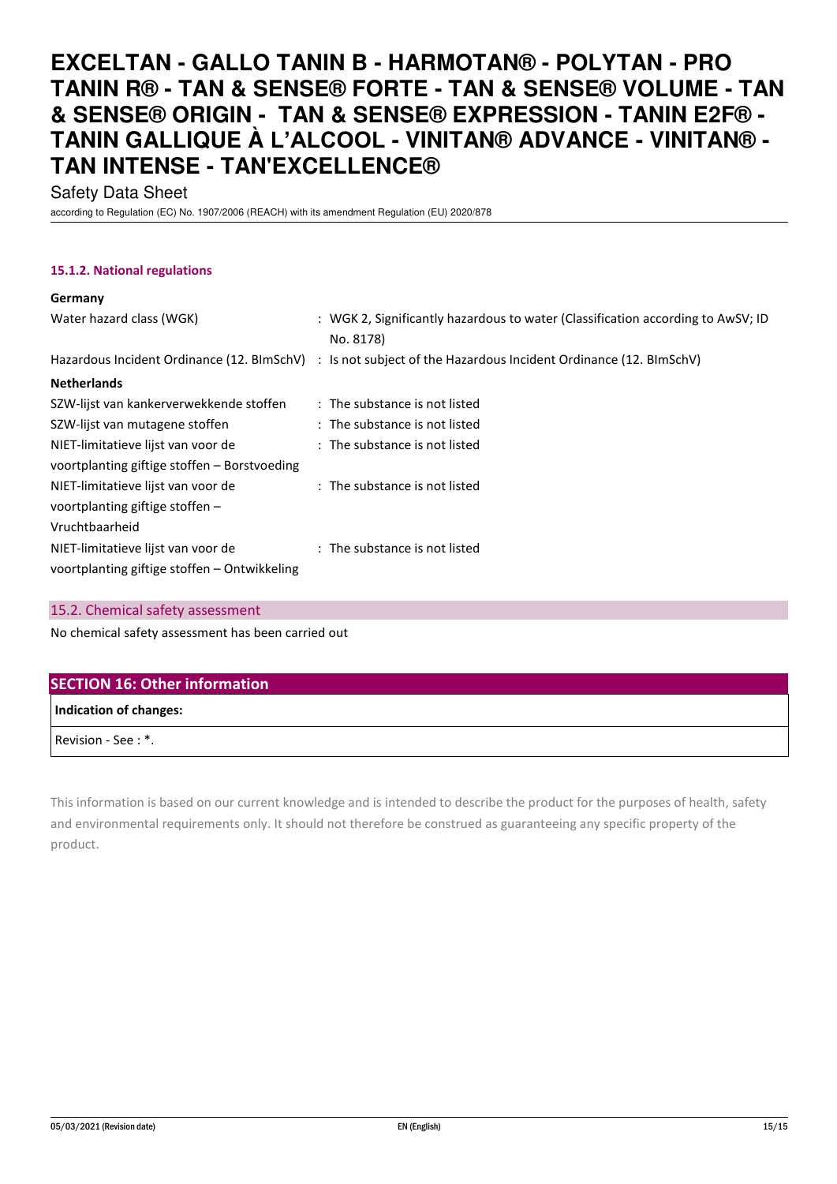#### 15.1.2. National regulations

**Germany**

| | |
|---|---|
| Water hazard class (WGK) | : WGK 2, Significantly hazardous to water (Classification according to AwSV; ID No. 8178) |
| Hazardous Incident Ordinance (12. BImSchV) | : Is not subject of the Hazardous Incident Ordinance (12. BImSchV) |

**Netherlands**

| | |
|---|---|
| SZW-lijst van kankerverwekkende stoffen | : The substance is not listed |
| SZW-lijst van mutagene stoffen | : The substance is not listed |
| NIET-limitatieve lijst van voor de voortplanting giftige stoffen – Borstvoeding | : The substance is not listed |
| NIET-limitatieve lijst van voor de voortplanting giftige stoffen – Vruchtbaarheid | : The substance is not listed |
| NIET-limitatieve lijst van voor de voortplanting giftige stoffen – Ontwikkeling | : The substance is not listed |

### 15.2. Chemical safety assessment

No chemical safety assessment has been carried out

## SECTION 16: Other information

| **Indication of changes:** |
|---|
| Revision - See : *. |

This information is based on our current knowledge and is intended to describe the product for the purposes of health, safety and environmental requirements only. It should not therefore be construed as guaranteeing any specific property of the product.